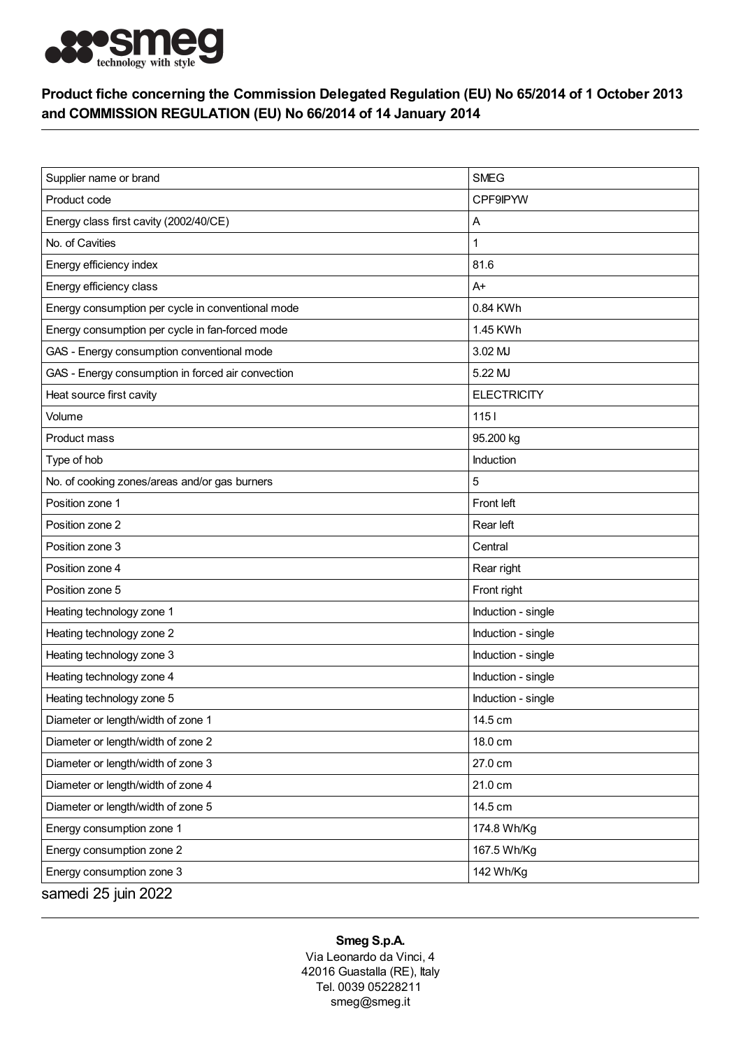**Product fiche concerning the Commission Delegated Regulation (EU) No 65/2014 of 1 October 2013 and COMMISSION REGULATION (EU) No 66/2014 of 14 January 2014**

| | |
|---|---|
| Supplier name or brand | SMEG |
| Product code | CPF9IPYW |
| Energy class first cavity (2002/40/CE) | A |
| No. of Cavities | 1 |
| Energy efficiency index | 81.6 |
| Energy efficiency class | A+ |
| Energy consumption per cycle in conventional mode | 0.84 KWh |
| Energy consumption per cycle in fan-forced mode | 1.45 KWh |
| GAS - Energy consumption conventional mode | 3.02 MJ |
| GAS - Energy consumption in forced air convection | 5.22 MJ |
| Heat source first cavity | ELECTRICITY |
| Volume | 115 l |
| Product mass | 95.200 kg |
| Type of hob | Induction |
| No. of cooking zones/areas and/or gas burners | 5 |
| Position zone 1 | Front left |
| Position zone 2 | Rear left |
| Position zone 3 | Central |
| Position zone 4 | Rear right |
| Position zone 5 | Front right |
| Heating technology zone 1 | Induction - single |
| Heating technology zone 2 | Induction - single |
| Heating technology zone 3 | Induction - single |
| Heating technology zone 4 | Induction - single |
| Heating technology zone 5 | Induction - single |
| Diameter or length/width of zone 1 | 14.5 cm |
| Diameter or length/width of zone 2 | 18.0 cm |
| Diameter or length/width of zone 3 | 27.0 cm |
| Diameter or length/width of zone 4 | 21.0 cm |
| Diameter or length/width of zone 5 | 14.5 cm |
| Energy consumption zone 1 | 174.8 Wh/Kg |
| Energy consumption zone 2 | 167.5 Wh/Kg |
| Energy consumption zone 3 | 142 Wh/Kg |

samedi 25 juin 2022

**Smeg S.p.A.**
Via Leonardo da Vinci, 4
42016 Guastalla (RE), Italy
Tel. 0039 05228211
smeg@smeg.it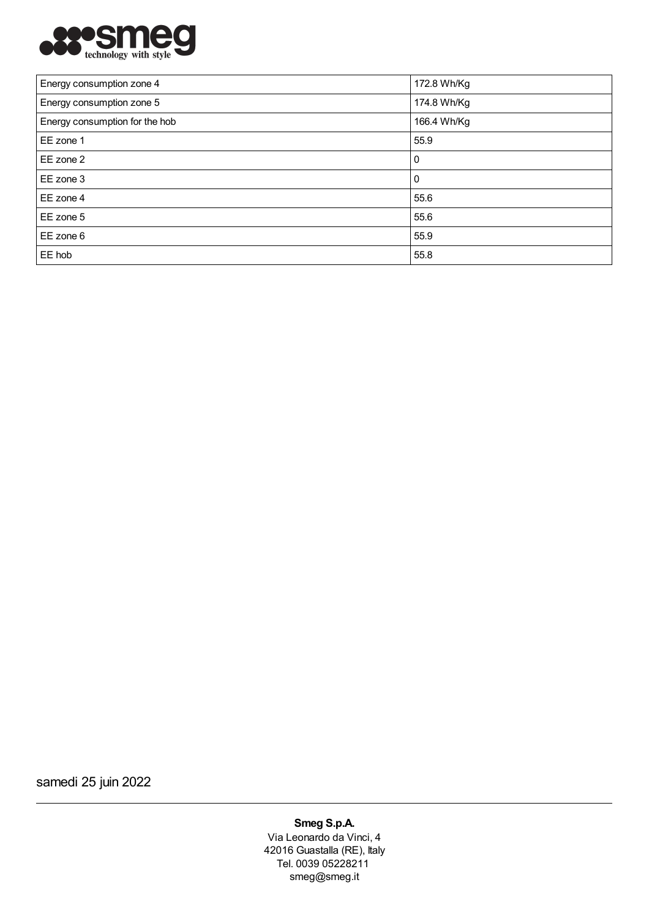| | |
|---|---|
| Energy consumption zone 4 | 172.8 Wh/Kg |
| Energy consumption zone 5 | 174.8 Wh/Kg |
| Energy consumption for the hob | 166.4 Wh/Kg |
| EE zone 1 | 55.9 |
| EE zone 2 | 0 |
| EE zone 3 | 0 |
| EE zone 4 | 55.6 |
| EE zone 5 | 55.6 |
| EE zone 6 | 55.9 |
| EE hob | 55.8 |

samedi 25 juin 2022

**Smeg S.p.A.**
Via Leonardo da Vinci, 4
42016 Guastalla (RE), Italy
Tel. 0039 05228211
smeg@smeg.it